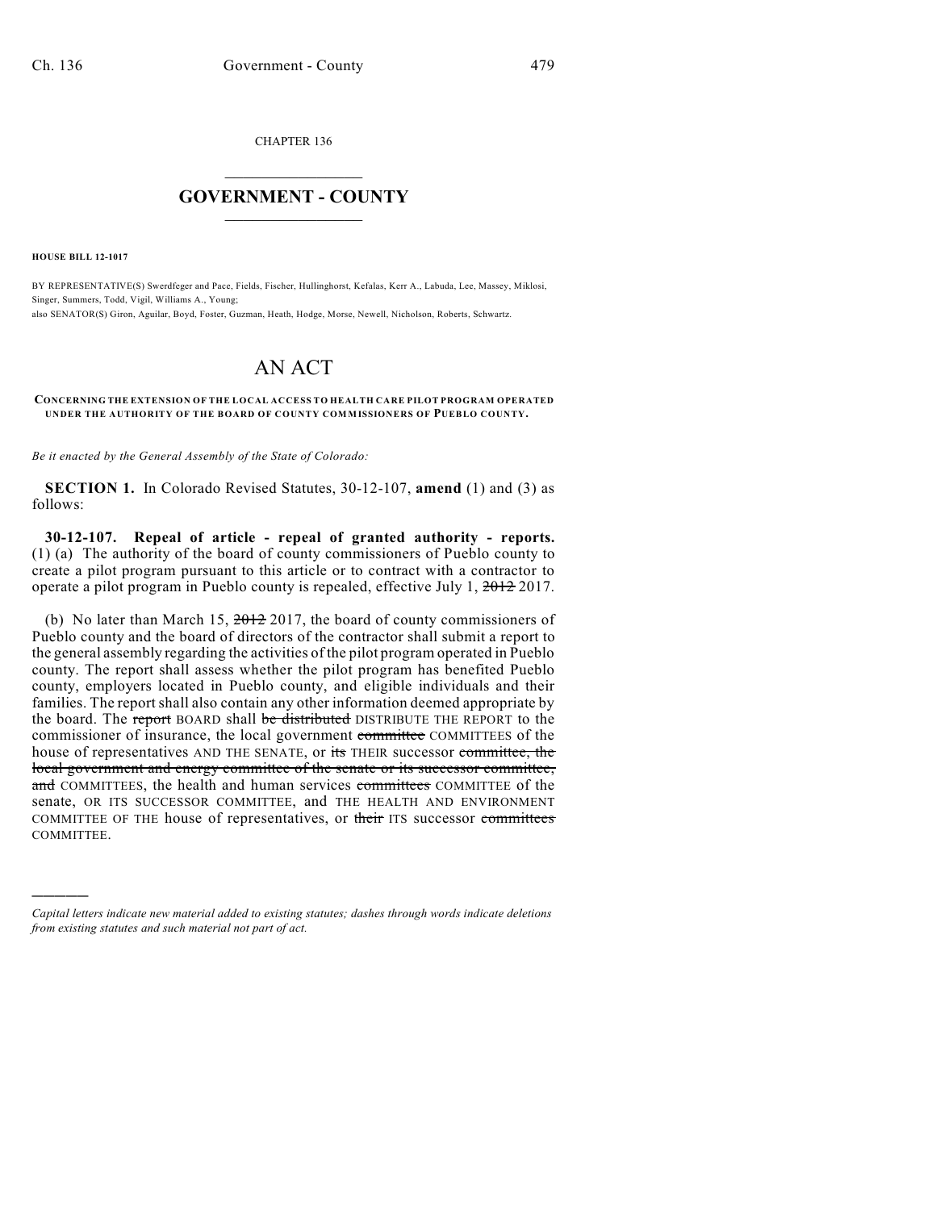CHAPTER 136

# GOVERNMENT - COUNTY

**HOUSE BILL 12-1017**

BY REPRESENTATIVE(S) Swerdfeger and Pace, Fields, Fischer, Hullinghorst, Kefalas, Kerr A., Labuda, Lee, Massey, Miklosi, Singer, Summers, Todd, Vigil, Williams A., Young;
also SENATOR(S) Giron, Aguilar, Boyd, Foster, Guzman, Heath, Hodge, Morse, Newell, Nicholson, Roberts, Schwartz.

# AN ACT

**CONCERNING THE EXTENSION OF THE LOCAL ACCESS TO HEALTH CARE PILOT PROGRAM OPERATED UNDER THE AUTHORITY OF THE BOARD OF COUNTY COMMISSIONERS OF PUEBLO COUNTY.**

*Be it enacted by the General Assembly of the State of Colorado:*

**SECTION 1.** In Colorado Revised Statutes, 30-12-107, **amend** (1) and (3) as follows:

**30-12-107. Repeal of article - repeal of granted authority - reports.** (1) (a) The authority of the board of county commissioners of Pueblo county to create a pilot program pursuant to this article or to contract with a contractor to operate a pilot program in Pueblo county is repealed, effective July 1, ~~2012~~ 2017.

(b) No later than March 15, ~~2012~~ 2017, the board of county commissioners of Pueblo county and the board of directors of the contractor shall submit a report to the general assembly regarding the activities of the pilot program operated in Pueblo county. The report shall assess whether the pilot program has benefited Pueblo county, employers located in Pueblo county, and eligible individuals and their families. The report shall also contain any other information deemed appropriate by the board. The ~~report~~ BOARD shall ~~be distributed~~ DISTRIBUTE THE REPORT to the commissioner of insurance, the local government ~~committee~~ COMMITTEES of the house of representatives AND THE SENATE, or ~~its~~ THEIR successor ~~committee, the local government and energy committee of the senate or its successor committee, and~~ COMMITTEES, the health and human services ~~committees~~ COMMITTEE of the senate, OR ITS SUCCESSOR COMMITTEE, and THE HEALTH AND ENVIRONMENT COMMITTEE OF THE house of representatives, or ~~their~~ ITS successor ~~committees~~ COMMITTEE.

---

*Capital letters indicate new material added to existing statutes; dashes through words indicate deletions from existing statutes and such material not part of act.*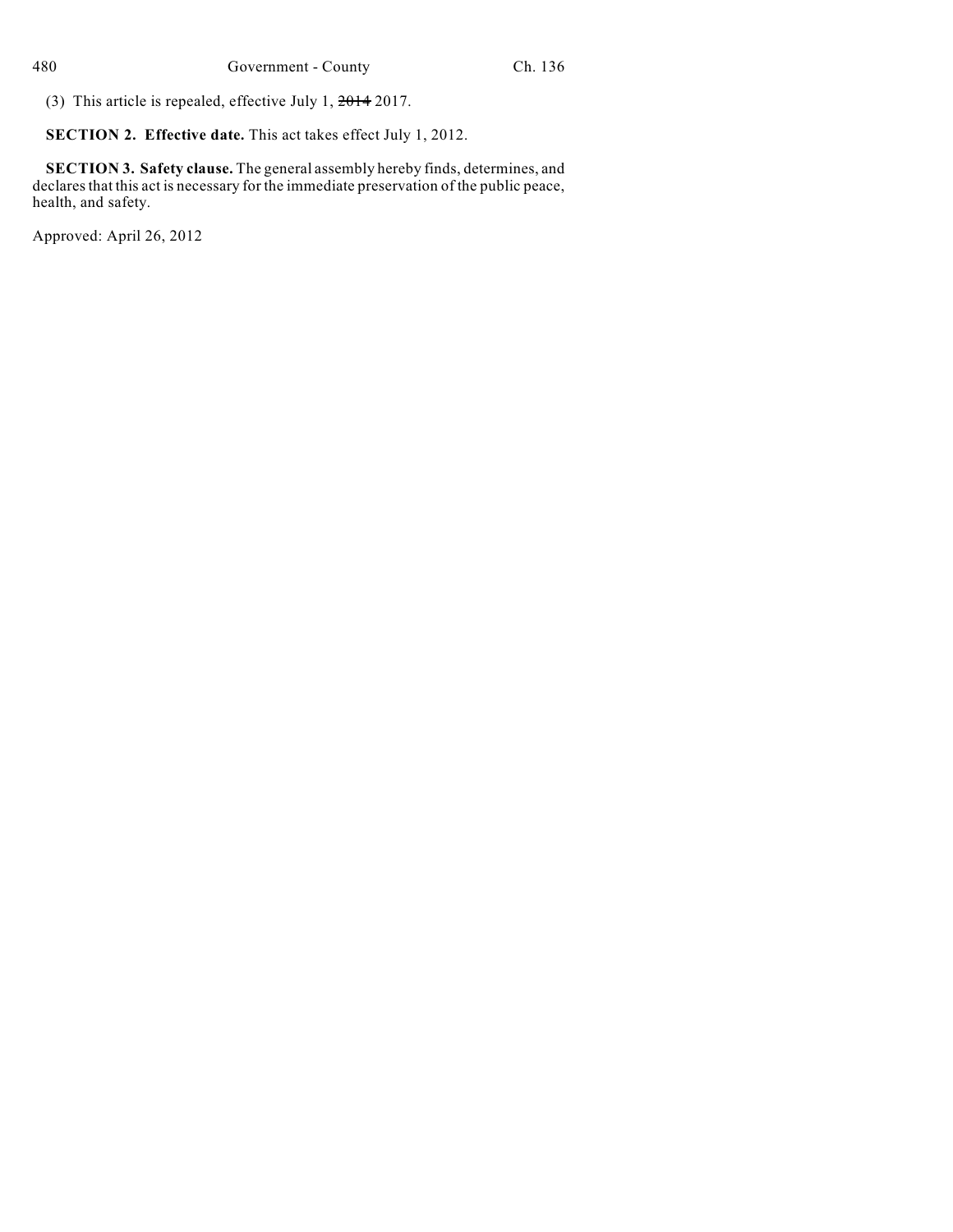(3) This article is repealed, effective July 1, ~~2014~~ 2017.

**SECTION 2. Effective date.** This act takes effect July 1, 2012.

**SECTION 3. Safety clause.** The general assembly hereby finds, determines, and declares that this act is necessary for the immediate preservation of the public peace, health, and safety.

Approved: April 26, 2012